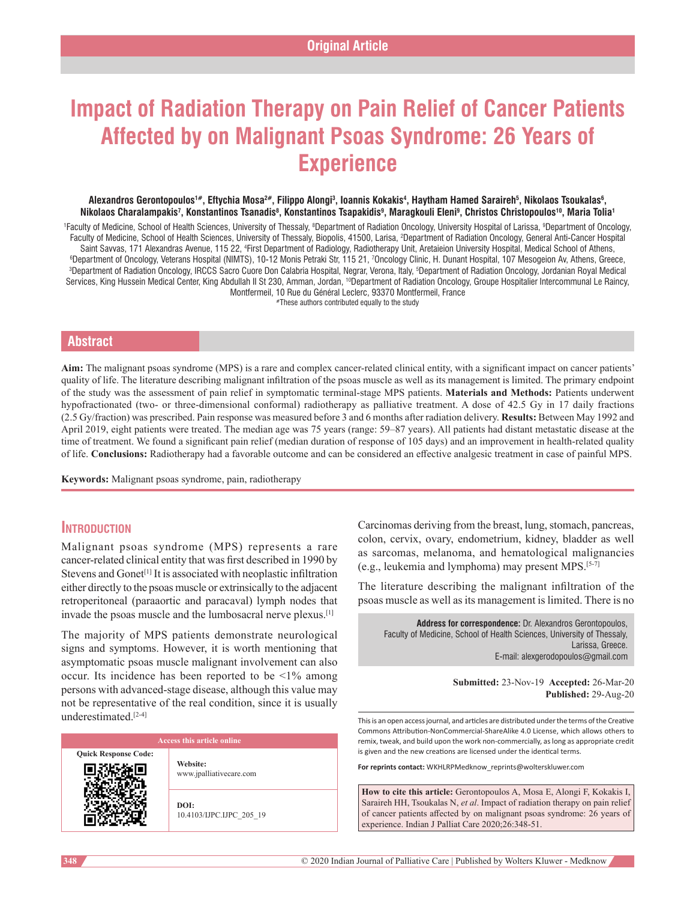Original Article

# Impact of Radiation Therapy on Pain Relief of Cancer Patients Affected by on Malignant Psoas Syndrome: 26 Years of Experience

**Alexandros Gerontopoulos[1#], Eftychia Mosa[2#], Filippo Alongi[3], Ioannis Kokakis[4], Haytham Hamed Saraireh[5], Nikolaos Tsoukalas[6], Nikolaos Charalampakis[7], Konstantinos Tsanadis[8], Konstantinos Tsapakidis[9], Maragkouli Eleni[9], Christos Christopoulos[10], Maria Tolia[1]**

[1]Faculty of Medicine, School of Health Sciences, University of Thessaly, [8]Department of Radiation Oncology, University Hospital of Larissa, [9]Department of Oncology, Faculty of Medicine, School of Health Sciences, University of Thessaly, Biopolis, 41500, Larisa, [2]Department of Radiation Oncology, General Anti-Cancer Hospital Saint Savvas, 171 Alexandras Avenue, 115 22, [4]First Department of Radiology, Radiotherapy Unit, Aretaieion University Hospital, Medical School of Athens, [6]Department of Oncology, Veterans Hospital (NIMTS), 10-12 Monis Petraki Str, 115 21, [7]Oncology Clinic, H. Dunant Hospital, 107 Mesogeion Av, Athens, Greece, [3]Department of Radiation Oncology, IRCCS Sacro Cuore Don Calabria Hospital, Negrar, Verona, Italy, [5]Department of Radiation Oncology, Jordanian Royal Medical Services, King Hussein Medical Center, King Abdullah II St 230, Amman, Jordan, [10]Department of Radiation Oncology, Groupe Hospitalier Intercommunal Le Raincy, Montfermeil, 10 Rue du Général Leclerc, 93370 Montfermeil, France

#These authors contributed equally to the study

## Abstract

**Aim:** The malignant psoas syndrome (MPS) is a rare and complex cancer-related clinical entity, with a significant impact on cancer patients' quality of life. The literature describing malignant infiltration of the psoas muscle as well as its management is limited. The primary endpoint of the study was the assessment of pain relief in symptomatic terminal-stage MPS patients. **Materials and Methods:** Patients underwent hypofractionated (two- or three-dimensional conformal) radiotherapy as palliative treatment. A dose of 42.5 Gy in 17 daily fractions (2.5 Gy/fraction) was prescribed. Pain response was measured before 3 and 6 months after radiation delivery. **Results:** Between May 1992 and April 2019, eight patients were treated. The median age was 75 years (range: 59–87 years). All patients had distant metastatic disease at the time of treatment. We found a significant pain relief (median duration of response of 105 days) and an improvement in health-related quality of life. **Conclusions:** Radiotherapy had a favorable outcome and can be considered an effective analgesic treatment in case of painful MPS.

**Keywords:** Malignant psoas syndrome, pain, radiotherapy

## Introduction

Malignant psoas syndrome (MPS) represents a rare cancer-related clinical entity that was first described in 1990 by Stevens and Gonet[1] It is associated with neoplastic infiltration either directly to the psoas muscle or extrinsically to the adjacent retroperitoneal (paraaortic and paracaval) lymph nodes that invade the psoas muscle and the lumbosacral nerve plexus.[1]

The majority of MPS patients demonstrate neurological signs and symptoms. However, it is worth mentioning that asymptomatic psoas muscle malignant involvement can also occur. Its incidence has been reported to be <1% among persons with advanced-stage disease, although this value may not be representative of the real condition, since it is usually underestimated.[2-4]

Carcinomas deriving from the breast, lung, stomach, pancreas, colon, cervix, ovary, endometrium, kidney, bladder as well as sarcomas, melanoma, and hematological malignancies (e.g., leukemia and lymphoma) may present MPS.[5-7]

The literature describing the malignant infiltration of the psoas muscle as well as its management is limited. There is no

**Address for correspondence:** Dr. Alexandros Gerontopoulos, Faculty of Medicine, School of Health Sciences, University of Thessaly, Larissa, Greece. E-mail: alexgerodopoulos@gmail.com

**Submitted:** 23-Nov-19 **Accepted:** 26-Mar-20 **Published:** 29-Aug-20

| Access this article online | |
|---|---|
| Quick Response Code: | **Website:** www.jpalliativecare.com |
| | **DOI:** 10.4103/IJPC.IJPC_205_19 |

This is an open access journal, and articles are distributed under the terms of the Creative Commons Attribution-NonCommercial-ShareAlike 4.0 License, which allows others to remix, tweak, and build upon the work non-commercially, as long as appropriate credit is given and the new creations are licensed under the identical terms.

**For reprints contact:** WKHLRPMedknow_reprints@wolterskluwer.com

**How to cite this article:** Gerontopoulos A, Mosa E, Alongi F, Kokakis I, Saraireh HH, Tsoukalas N, *et al*. Impact of radiation therapy on pain relief of cancer patients affected by on malignant psoas syndrome: 26 years of experience. Indian J Palliat Care 2020;26:348-51.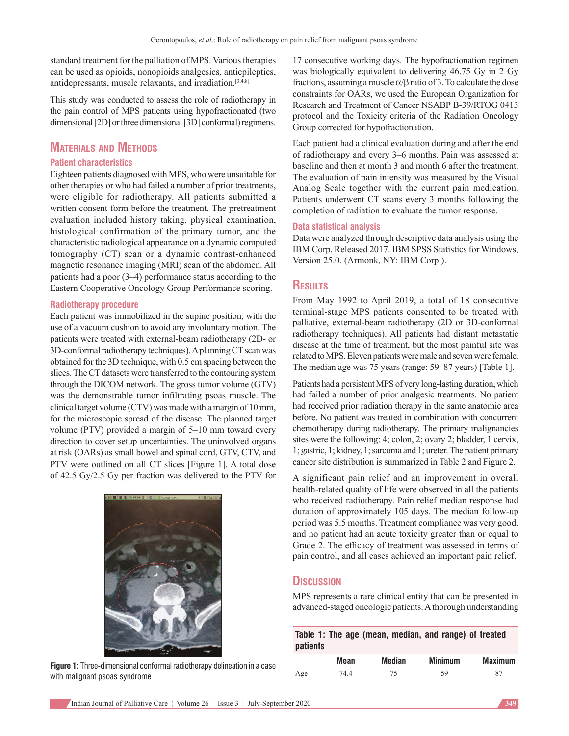standard treatment for the palliation of MPS. Various therapies can be used as opioids, nonopioids analgesics, antiepileptics, antidepressants, muscle relaxants, and irradiation.[3,4,8]

This study was conducted to assess the role of radiotherapy in the pain control of MPS patients using hypofractionated (two dimensional [2D] or three dimensional [3D] conformal) regimens.

## Materials and Methods

### Patient characteristics

Eighteen patients diagnosed with MPS, who were unsuitable for other therapies or who had failed a number of prior treatments, were eligible for radiotherapy. All patients submitted a written consent form before the treatment. The pretreatment evaluation included history taking, physical examination, histological confirmation of the primary tumor, and the characteristic radiological appearance on a dynamic computed tomography (CT) scan or a dynamic contrast-enhanced magnetic resonance imaging (MRI) scan of the abdomen. All patients had a poor (3–4) performance status according to the Eastern Cooperative Oncology Group Performance scoring.

### Radiotherapy procedure

Each patient was immobilized in the supine position, with the use of a vacuum cushion to avoid any involuntary motion. The patients were treated with external-beam radiotherapy (2D- or 3D-conformal radiotherapy techniques). A planning CT scan was obtained for the 3D technique, with 0.5 cm spacing between the slices. The CT datasets were transferred to the contouring system through the DICOM network. The gross tumor volume (GTV) was the demonstrable tumor infiltrating psoas muscle. The clinical target volume (CTV) was made with a margin of 10 mm, for the microscopic spread of the disease. The planned target volume (PTV) provided a margin of 5–10 mm toward every direction to cover setup uncertainties. The uninvolved organs at risk (OARs) as small bowel and spinal cord, GTV, CTV, and PTV were outlined on all CT slices [Figure 1]. A total dose of 42.5 Gy/2.5 Gy per fraction was delivered to the PTV for 17 consecutive working days. The hypofractionation regimen was biologically equivalent to delivering 46.75 Gy in 2 Gy fractions, assuming a muscle $\alpha/\beta$ ratio of 3. To calculate the dose constraints for OARs, we used the European Organization for Research and Treatment of Cancer NSABP B-39/RTOG 0413 protocol and the Toxicity criteria of the Radiation Oncology Group corrected for hypofractionation.

**Figure 1:** Three-dimensional conformal radiotherapy delineation in a case with malignant psoas syndrome

Each patient had a clinical evaluation during and after the end of radiotherapy and every 3–6 months. Pain was assessed at baseline and then at month 3 and month 6 after the treatment. The evaluation of pain intensity was measured by the Visual Analog Scale together with the current pain medication. Patients underwent CT scans every 3 months following the completion of radiation to evaluate the tumor response.

### Data statistical analysis

Data were analyzed through descriptive data analysis using the IBM Corp. Released 2017. IBM SPSS Statistics for Windows, Version 25.0. (Armonk, NY: IBM Corp.).

## Results

From May 1992 to April 2019, a total of 18 consecutive terminal-stage MPS patients consented to be treated with palliative, external-beam radiotherapy (2D or 3D-conformal radiotherapy techniques). All patients had distant metastatic disease at the time of treatment, but the most painful site was related to MPS. Eleven patients were male and seven were female. The median age was 75 years (range: 59–87 years) [Table 1].

Patients had a persistent MPS of very long-lasting duration, which had failed a number of prior analgesic treatments. No patient had received prior radiation therapy in the same anatomic area before. No patient was treated in combination with concurrent chemotherapy during radiotherapy. The primary malignancies sites were the following: 4; colon, 2; ovary 2; bladder, 1 cervix, 1; gastric, 1; kidney, 1; sarcoma and 1; ureter. The patient primary cancer site distribution is summarized in Table 2 and Figure 2.

A significant pain relief and an improvement in overall health-related quality of life were observed in all the patients who received radiotherapy. Pain relief median response had duration of approximately 105 days. The median follow-up period was 5.5 months. Treatment compliance was very good, and no patient had an acute toxicity greater than or equal to Grade 2. The efficacy of treatment was assessed in terms of pain control, and all cases achieved an important pain relief.

## Discussion

MPS represents a rare clinical entity that can be presented in advanced-staged oncologic patients. A thorough understanding

**Table 1: The age (mean, median, and range) of treated patients**

| | Mean | Median | Minimum | Maximum |
|---|---|---|---|---|
| Age | 74.4 | 75 | 59 | 87 |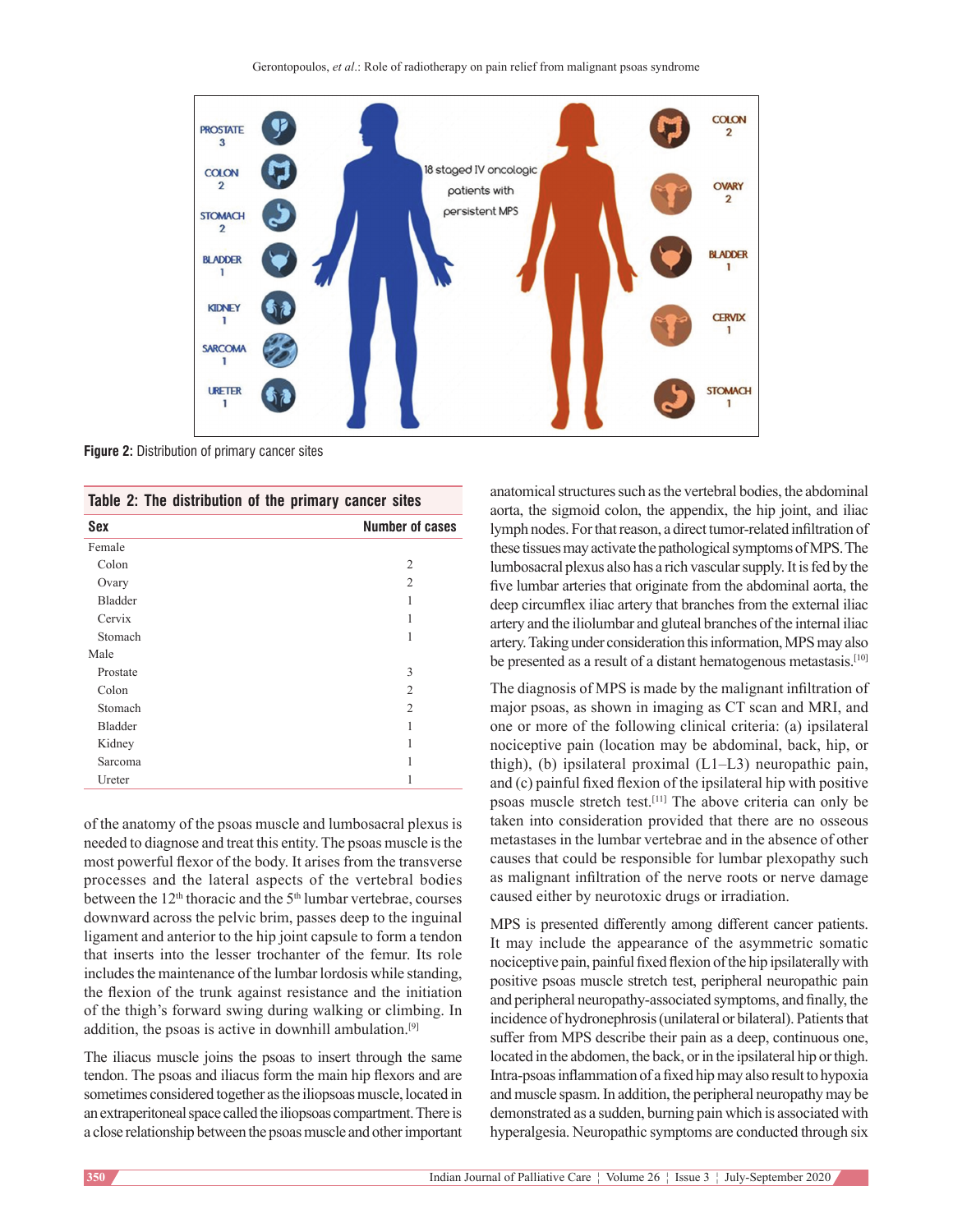Figure 2: Distribution of primary cancer sites

**Table 2: The distribution of the primary cancer sites**

| Sex | Number of cases |
|---|---|
| Female | |
| Colon | 2 |
| Ovary | 2 |
| Bladder | 1 |
| Cervix | 1 |
| Stomach | 1 |
| Male | |
| Prostate | 3 |
| Colon | 2 |
| Stomach | 2 |
| Bladder | 1 |
| Kidney | 1 |
| Sarcoma | 1 |
| Ureter | 1 |

of the anatomy of the psoas muscle and lumbosacral plexus is needed to diagnose and treat this entity. The psoas muscle is the most powerful flexor of the body. It arises from the transverse processes and the lateral aspects of the vertebral bodies between the 12th thoracic and the 5th lumbar vertebrae, courses downward across the pelvic brim, passes deep to the inguinal ligament and anterior to the hip joint capsule to form a tendon that inserts into the lesser trochanter of the femur. Its role includes the maintenance of the lumbar lordosis while standing, the flexion of the trunk against resistance and the initiation of the thigh's forward swing during walking or climbing. In addition, the psoas is active in downhill ambulation.[9]

The iliacus muscle joins the psoas to insert through the same tendon. The psoas and iliacus form the main hip flexors and are sometimes considered together as the iliopsoas muscle, located in an extraperitoneal space called the iliopsoas compartment. There is a close relationship between the psoas muscle and other important anatomical structures such as the vertebral bodies, the abdominal aorta, the sigmoid colon, the hip joint, and iliac lymph nodes. For that reason, a direct tumor-related infiltration of these tissues may activate the pathological symptoms of MPS. The lumbosacral plexus also has a rich vascular supply. It is fed by the five lumbar arteries that originate from the abdominal aorta, the deep circumflex iliac artery that branches from the external iliac artery and the iliolumbar and gluteal branches of the internal iliac artery. Taking under consideration this information, MPS may also be presented as a result of a distant hematogenous metastasis.[10]

The diagnosis of MPS is made by the malignant infiltration of major psoas, as shown in imaging as CT scan and MRI, and one or more of the following clinical criteria: (a) ipsilateral nociceptive pain (location may be abdominal, back, hip, or thigh), (b) ipsilateral proximal (L1–L3) neuropathic pain, and (c) painful fixed flexion of the ipsilateral hip with positive psoas muscle stretch test.[11] The above criteria can only be taken into consideration provided that there are no osseous metastases in the lumbar vertebrae and in the absence of other causes that could be responsible for lumbar plexopathy such as malignant infiltration of the nerve roots or nerve damage caused either by neurotoxic drugs or irradiation.

MPS is presented differently among different cancer patients. It may include the appearance of the asymmetric somatic nociceptive pain, painful fixed flexion of the hip ipsilaterally with positive psoas muscle stretch test, peripheral neuropathic pain and peripheral neuropathy-associated symptoms, and finally, the incidence of hydronephrosis (unilateral or bilateral). Patients that suffer from MPS describe their pain as a deep, continuous one, located in the abdomen, the back, or in the ipsilateral hip or thigh. Intra-psoas inflammation of a fixed hip may also result to hypoxia and muscle spasm. In addition, the peripheral neuropathy may be demonstrated as a sudden, burning pain which is associated with hyperalgesia. Neuropathic symptoms are conducted through six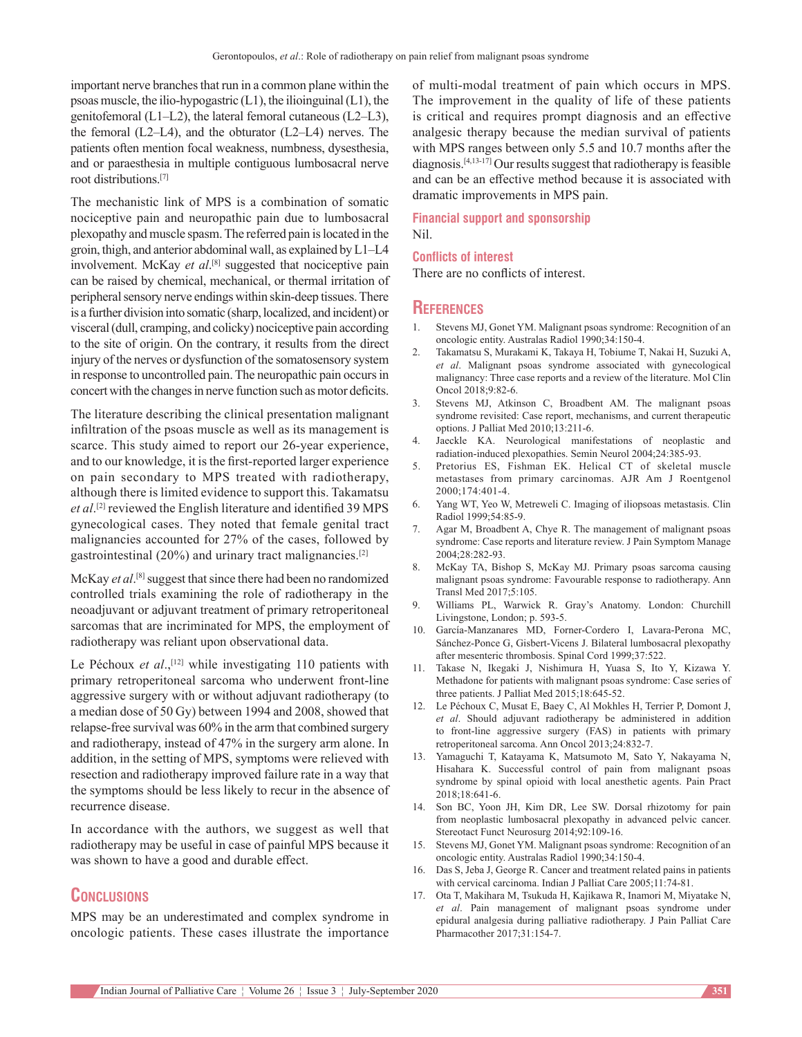important nerve branches that run in a common plane within the psoas muscle, the ilio-hypogastric (L1), the ilioinguinal (L1), the genitofemoral (L1–L2), the lateral femoral cutaneous (L2–L3), the femoral (L2–L4), and the obturator (L2–L4) nerves. The patients often mention focal weakness, numbness, dysesthesia, and or paraesthesia in multiple contiguous lumbosacral nerve root distributions.[7]

The mechanistic link of MPS is a combination of somatic nociceptive pain and neuropathic pain due to lumbosacral plexopathy and muscle spasm. The referred pain is located in the groin, thigh, and anterior abdominal wall, as explained by L1–L4 involvement. McKay *et al*.[8] suggested that nociceptive pain can be raised by chemical, mechanical, or thermal irritation of peripheral sensory nerve endings within skin-deep tissues. There is a further division into somatic (sharp, localized, and incident) or visceral (dull, cramping, and colicky) nociceptive pain according to the site of origin. On the contrary, it results from the direct injury of the nerves or dysfunction of the somatosensory system in response to uncontrolled pain. The neuropathic pain occurs in concert with the changes in nerve function such as motor deficits.

The literature describing the clinical presentation malignant infiltration of the psoas muscle as well as its management is scarce. This study aimed to report our 26-year experience, and to our knowledge, it is the first-reported larger experience on pain secondary to MPS treated with radiotherapy, although there is limited evidence to support this. Takamatsu *et al*.[2] reviewed the English literature and identified 39 MPS gynecological cases. They noted that female genital tract malignancies accounted for 27% of the cases, followed by gastrointestinal (20%) and urinary tract malignancies.[2]

McKay *et al*.[8] suggest that since there had been no randomized controlled trials examining the role of radiotherapy in the neoadjuvant or adjuvant treatment of primary retroperitoneal sarcomas that are incriminated for MPS, the employment of radiotherapy was reliant upon observational data.

Le Péchoux *et al*.,[12] while investigating 110 patients with primary retroperitoneal sarcoma who underwent front-line aggressive surgery with or without adjuvant radiotherapy (to a median dose of 50 Gy) between 1994 and 2008, showed that relapse-free survival was 60% in the arm that combined surgery and radiotherapy, instead of 47% in the surgery arm alone. In addition, in the setting of MPS, symptoms were relieved with resection and radiotherapy improved failure rate in a way that the symptoms should be less likely to recur in the absence of recurrence disease.

In accordance with the authors, we suggest as well that radiotherapy may be useful in case of painful MPS because it was shown to have a good and durable effect.

## Conclusions

MPS may be an underestimated and complex syndrome in oncologic patients. These cases illustrate the importance of multi-modal treatment of pain which occurs in MPS. The improvement in the quality of life of these patients is critical and requires prompt diagnosis and an effective analgesic therapy because the median survival of patients with MPS ranges between only 5.5 and 10.7 months after the diagnosis.[4,13-17] Our results suggest that radiotherapy is feasible and can be an effective method because it is associated with dramatic improvements in MPS pain.

### Financial support and sponsorship

Nil.

### Conflicts of interest

There are no conflicts of interest.

## References

1. Stevens MJ, Gonet YM. Malignant psoas syndrome: Recognition of an oncologic entity. Australas Radiol 1990;34:150-4.
2. Takamatsu S, Murakami K, Takaya H, Tobiume T, Nakai H, Suzuki A, *et al*. Malignant psoas syndrome associated with gynecological malignancy: Three case reports and a review of the literature. Mol Clin Oncol 2018;9:82-6.
3. Stevens MJ, Atkinson C, Broadbent AM. The malignant psoas syndrome revisited: Case report, mechanisms, and current therapeutic options. J Palliat Med 2010;13:211-6.
4. Jaeckle KA. Neurological manifestations of neoplastic and radiation-induced plexopathies. Semin Neurol 2004;24:385-93.
5. Pretorius ES, Fishman EK. Helical CT of skeletal muscle metastases from primary carcinomas. AJR Am J Roentgenol 2000;174:401-4.
6. Yang WT, Yeo W, Metreweli C. Imaging of iliopsoas metastasis. Clin Radiol 1999;54:85-9.
7. Agar M, Broadbent A, Chye R. The management of malignant psoas syndrome: Case reports and literature review. J Pain Symptom Manage 2004;28:282-93.
8. McKay TA, Bishop S, McKay MJ. Primary psoas sarcoma causing malignant psoas syndrome: Favourable response to radiotherapy. Ann Transl Med 2017;5:105.
9. Williams PL, Warwick R. Gray's Anatomy. London: Churchill Livingstone, London; p. 593-5.
10. García-Manzanares MD, Forner-Cordero I, Lavara-Perona MC, Sánchez-Ponce G, Gisbert-Vicens J. Bilateral lumbosacral plexopathy after mesenteric thrombosis. Spinal Cord 1999;37:522.
11. Takase N, Ikegaki J, Nishimura H, Yuasa S, Ito Y, Kizawa Y. Methadone for patients with malignant psoas syndrome: Case series of three patients. J Palliat Med 2015;18:645-52.
12. Le Péchoux C, Musat E, Baey C, Al Mokhles H, Terrier P, Domont J, *et al*. Should adjuvant radiotherapy be administered in addition to front-line aggressive surgery (FAS) in patients with primary retroperitoneal sarcoma. Ann Oncol 2013;24:832-7.
13. Yamaguchi T, Katayama K, Matsumoto M, Sato Y, Nakayama N, Hisahara K. Successful control of pain from malignant psoas syndrome by spinal opioid with local anesthetic agents. Pain Pract 2018;18:641-6.
14. Son BC, Yoon JH, Kim DR, Lee SW. Dorsal rhizotomy for pain from neoplastic lumbosacral plexopathy in advanced pelvic cancer. Stereotact Funct Neurosurg 2014;92:109-16.
15. Stevens MJ, Gonet YM. Malignant psoas syndrome: Recognition of an oncologic entity. Australas Radiol 1990;34:150-4.
16. Das S, Jeba J, George R. Cancer and treatment related pains in patients with cervical carcinoma. Indian J Palliat Care 2005;11:74-81.
17. Ota T, Makihara M, Tsukuda H, Kajikawa R, Inamori M, Miyatake N, *et al*. Pain management of malignant psoas syndrome under epidural analgesia during palliative radiotherapy. J Pain Palliat Care Pharmacother 2017;31:154-7.